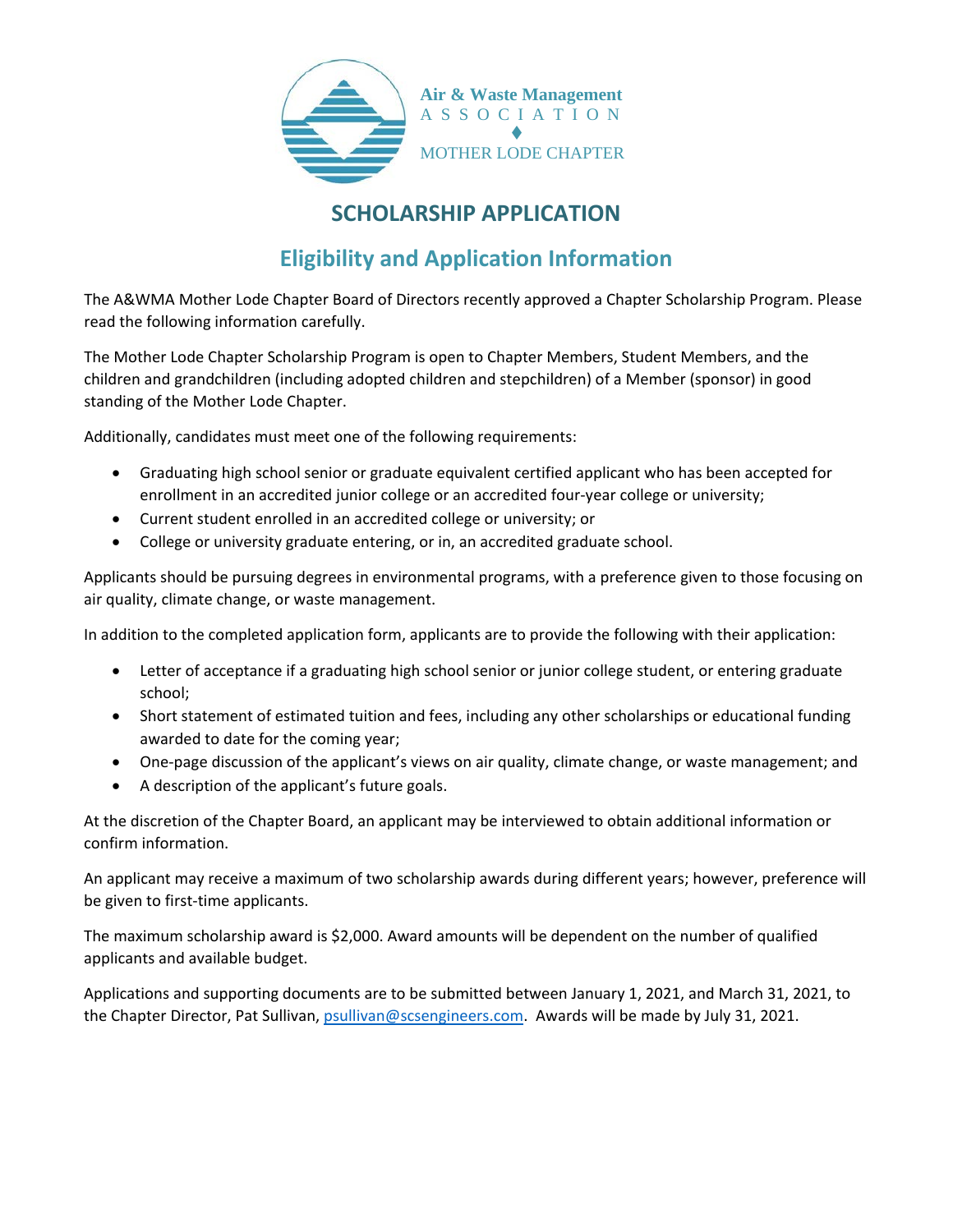Air & Waste Management

ASSOCIATION

MOTHER LODE CHAPTER

# SCHOLARSHIP APPLICATION

## Eligibility and Application Information

The A&WMA Mother Lode Chapter Board of Directors recently approved a Chapter Scholarship Program. Please read the following information carefully.

The Mother Lode Chapter Scholarship Program is open to Chapter Members, Student Members, and the children and grandchildren (including adopted children and stepchildren) of a Member (sponsor) in good standing of the Mother Lode Chapter.

Additionally, candidates must meet one of the following requirements:

- Graduating high school senior or graduate equivalent certified applicant who has been accepted for enrollment in an accredited junior college or an accredited four-year college or university;
- Current student enrolled in an accredited college or university; or
- College or university graduate entering, or in, an accredited graduate school.

Applicants should be pursuing degrees in environmental programs, with a preference given to those focusing on air quality, climate change, or waste management.

In addition to the completed application form, applicants are to provide the following with their application:

- Letter of acceptance if a graduating high school senior or junior college student, or entering graduate school;
- Short statement of estimated tuition and fees, including any other scholarships or educational funding awarded to date for the coming year;
- One-page discussion of the applicant's views on air quality, climate change, or waste management; and
- A description of the applicant's future goals.

At the discretion of the Chapter Board, an applicant may be interviewed to obtain additional information or confirm information.

An applicant may receive a maximum of two scholarship awards during different years; however, preference will be given to first-time applicants.

The maximum scholarship award is $2,000. Award amounts will be dependent on the number of qualified applicants and available budget.

Applications and supporting documents are to be submitted between January 1, 2021, and March 31, 2021, to the Chapter Director, Pat Sullivan, psullivan@scsengineers.com. Awards will be made by July 31, 2021.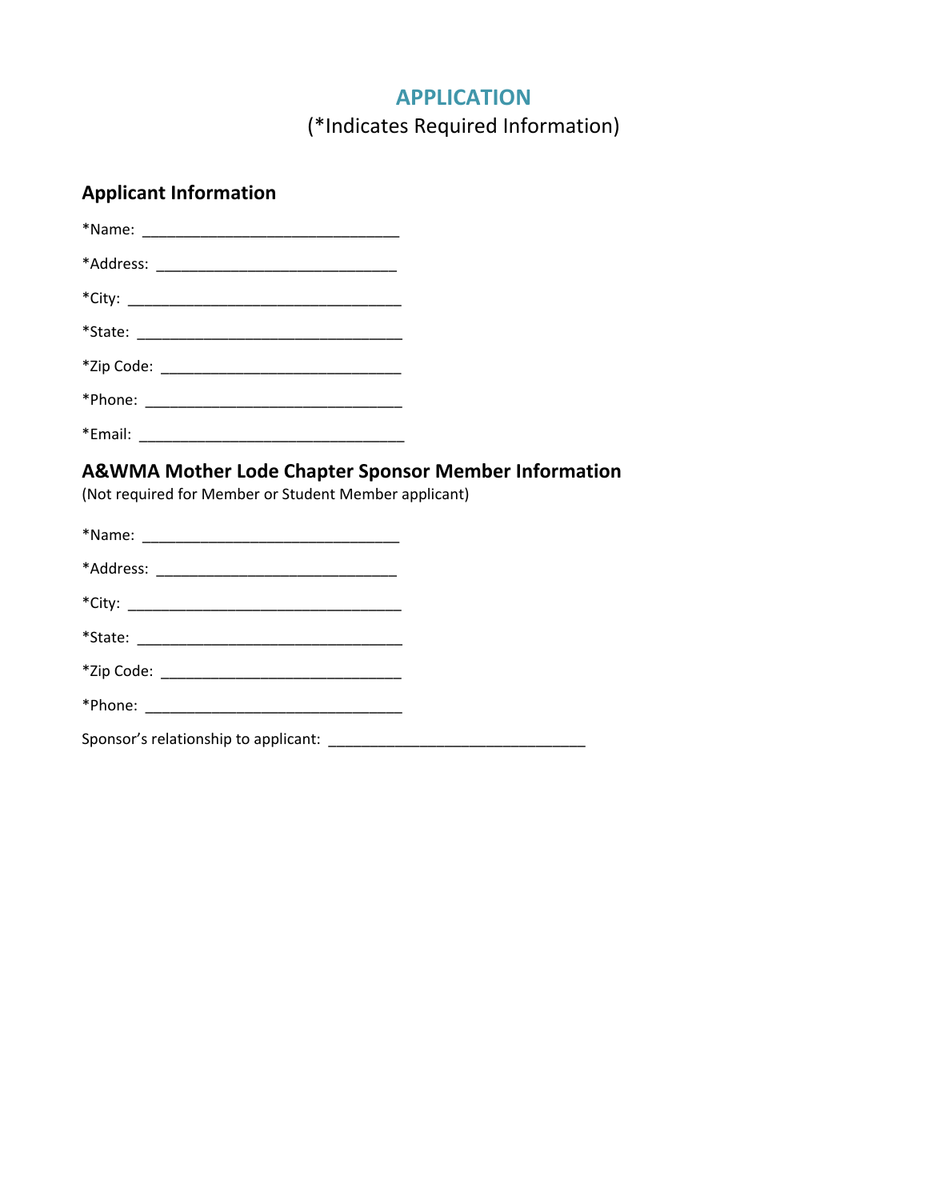# APPLICATION

(*Indicates Required Information)

## Applicant Information

*Name: ______________________________

*Address: ____________________________

*City: _______________________________

*State: ______________________________

*Zip Code: ____________________________

*Phone: ______________________________

*Email: ______________________________

## A&WMA Mother Lode Chapter Sponsor Member Information

(Not required for Member or Student Member applicant)

*Name: ______________________________

*Address: ____________________________

*City: _______________________________

*State: ______________________________

*Zip Code: ____________________________

*Phone: ______________________________

Sponsor's relationship to applicant: ______________________________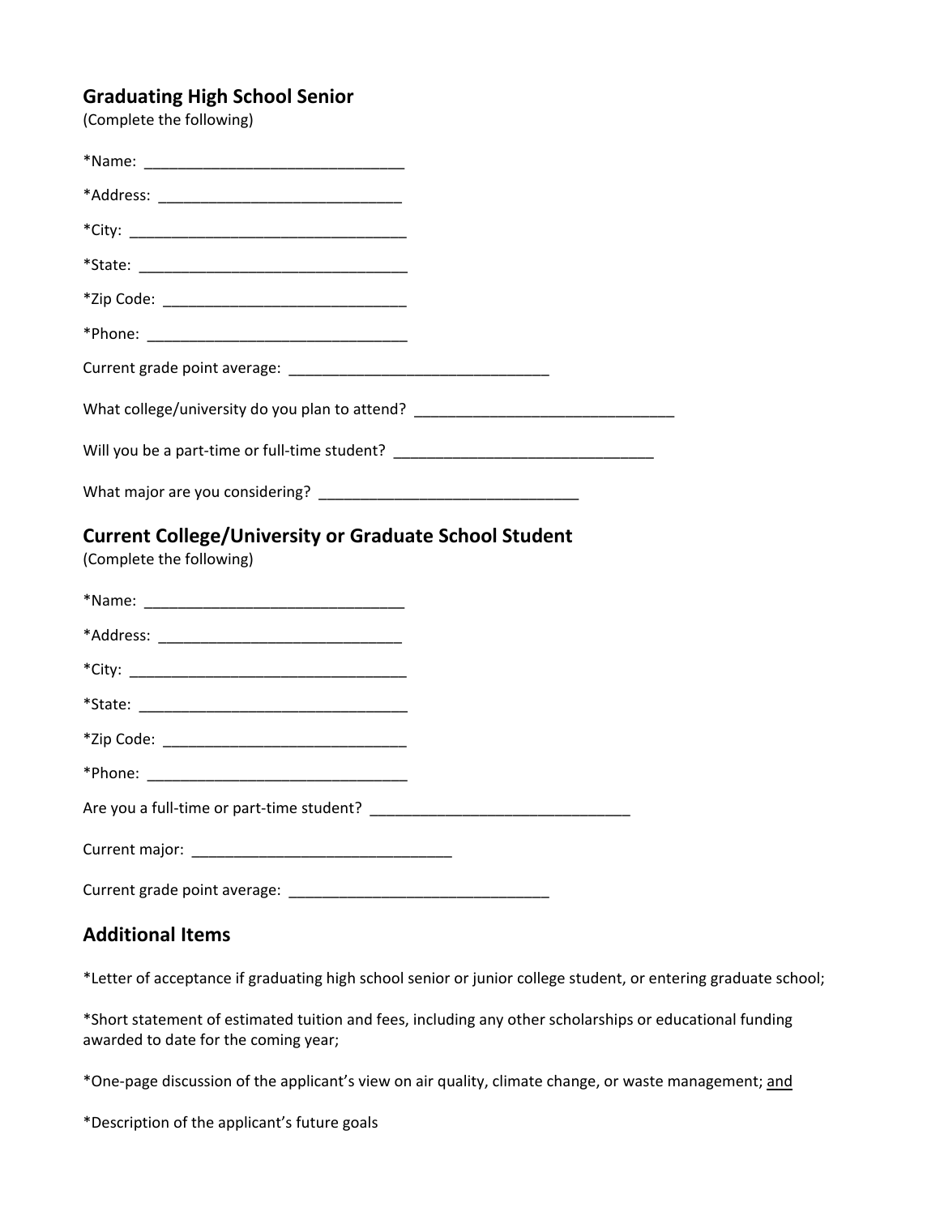## Graduating High School Senior

(Complete the following)

*Name: _______________________________

*Address: _____________________________

*City: __________________________________

*State: ________________________________

*Zip Code: _____________________________

*Phone: ________________________________

Current grade point average: _______________________________

What college/university do you plan to attend? _______________________________

Will you be a part-time or full-time student? _______________________________

What major are you considering? _______________________________

## Current College/University or Graduate School Student

(Complete the following)

*Name: _______________________________

*Address: _____________________________

*City: __________________________________

*State: ________________________________

*Zip Code: _____________________________

*Phone: ________________________________

Are you a full-time or part-time student? _______________________________

Current major: _______________________________

Current grade point average: _______________________________

## Additional Items

*Letter of acceptance if graduating high school senior or junior college student, or entering graduate school;

*Short statement of estimated tuition and fees, including any other scholarships or educational funding awarded to date for the coming year;

*One-page discussion of the applicant's view on air quality, climate change, or waste management; <u>and</u>

*Description of the applicant's future goals